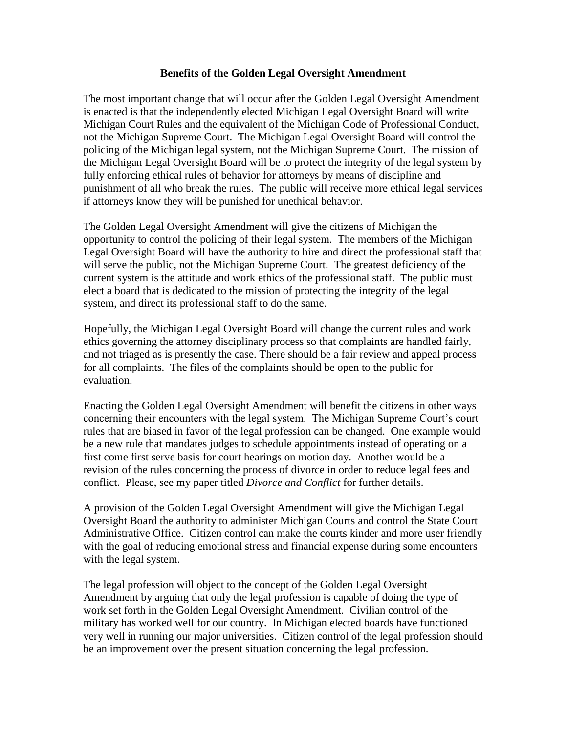## Benefits of the Golden Legal Oversight Amendment

The most important change that will occur after the Golden Legal Oversight Amendment is enacted is that the independently elected Michigan Legal Oversight Board will write Michigan Court Rules and the equivalent of the Michigan Code of Professional Conduct, not the Michigan Supreme Court. The Michigan Legal Oversight Board will control the policing of the Michigan legal system, not the Michigan Supreme Court. The mission of the Michigan Legal Oversight Board will be to protect the integrity of the legal system by fully enforcing ethical rules of behavior for attorneys by means of discipline and punishment of all who break the rules. The public will receive more ethical legal services if attorneys know they will be punished for unethical behavior.

The Golden Legal Oversight Amendment will give the citizens of Michigan the opportunity to control the policing of their legal system. The members of the Michigan Legal Oversight Board will have the authority to hire and direct the professional staff that will serve the public, not the Michigan Supreme Court. The greatest deficiency of the current system is the attitude and work ethics of the professional staff. The public must elect a board that is dedicated to the mission of protecting the integrity of the legal system, and direct its professional staff to do the same.

Hopefully, the Michigan Legal Oversight Board will change the current rules and work ethics governing the attorney disciplinary process so that complaints are handled fairly, and not triaged as is presently the case. There should be a fair review and appeal process for all complaints. The files of the complaints should be open to the public for evaluation.

Enacting the Golden Legal Oversight Amendment will benefit the citizens in other ways concerning their encounters with the legal system. The Michigan Supreme Court's court rules that are biased in favor of the legal profession can be changed. One example would be a new rule that mandates judges to schedule appointments instead of operating on a first come first serve basis for court hearings on motion day. Another would be a revision of the rules concerning the process of divorce in order to reduce legal fees and conflict. Please, see my paper titled *Divorce and Conflict* for further details.

A provision of the Golden Legal Oversight Amendment will give the Michigan Legal Oversight Board the authority to administer Michigan Courts and control the State Court Administrative Office. Citizen control can make the courts kinder and more user friendly with the goal of reducing emotional stress and financial expense during some encounters with the legal system.

The legal profession will object to the concept of the Golden Legal Oversight Amendment by arguing that only the legal profession is capable of doing the type of work set forth in the Golden Legal Oversight Amendment. Civilian control of the military has worked well for our country. In Michigan elected boards have functioned very well in running our major universities. Citizen control of the legal profession should be an improvement over the present situation concerning the legal profession.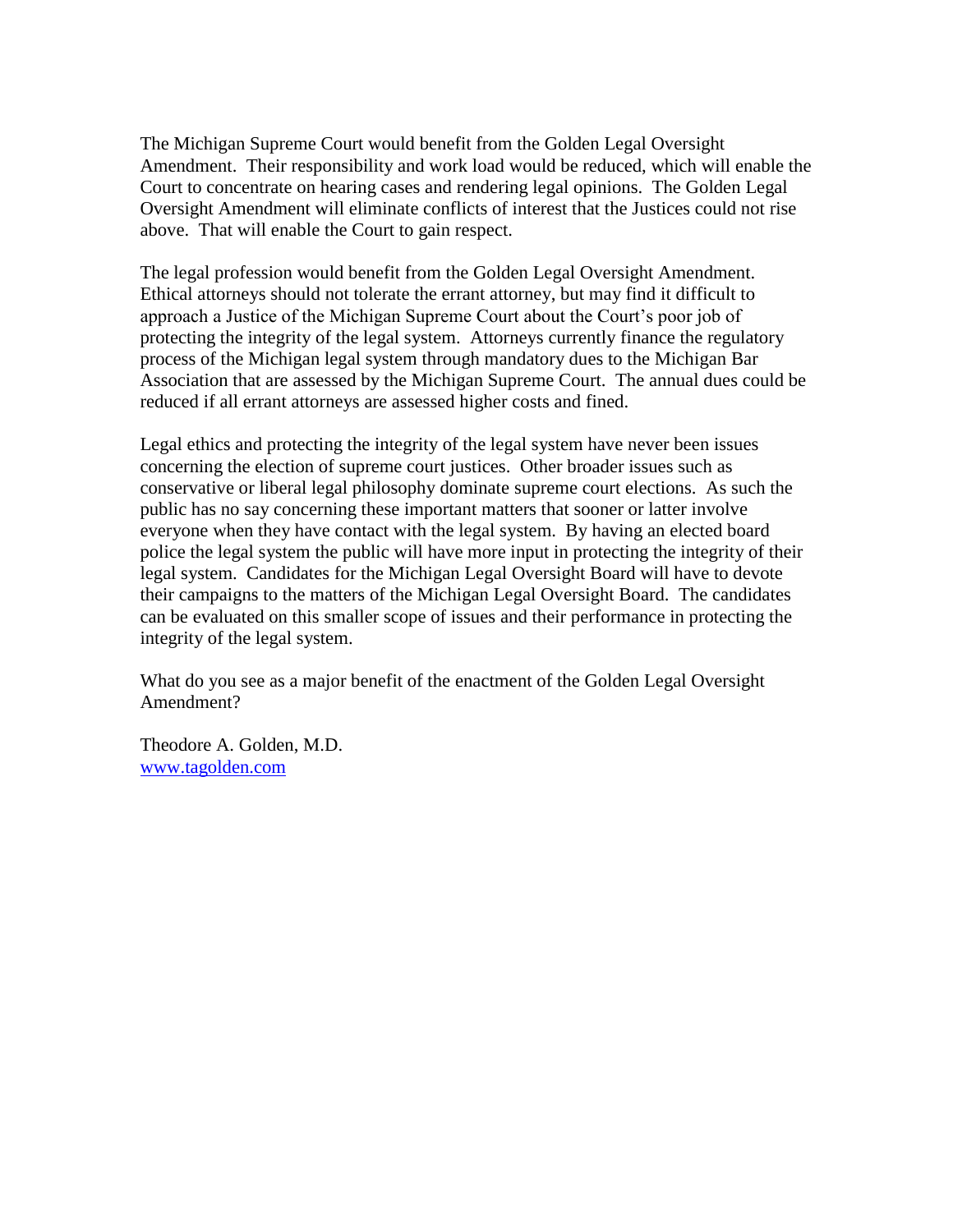The Michigan Supreme Court would benefit from the Golden Legal Oversight Amendment. Their responsibility and work load would be reduced, which will enable the Court to concentrate on hearing cases and rendering legal opinions. The Golden Legal Oversight Amendment will eliminate conflicts of interest that the Justices could not rise above. That will enable the Court to gain respect.

The legal profession would benefit from the Golden Legal Oversight Amendment. Ethical attorneys should not tolerate the errant attorney, but may find it difficult to approach a Justice of the Michigan Supreme Court about the Court's poor job of protecting the integrity of the legal system. Attorneys currently finance the regulatory process of the Michigan legal system through mandatory dues to the Michigan Bar Association that are assessed by the Michigan Supreme Court. The annual dues could be reduced if all errant attorneys are assessed higher costs and fined.

Legal ethics and protecting the integrity of the legal system have never been issues concerning the election of supreme court justices. Other broader issues such as conservative or liberal legal philosophy dominate supreme court elections. As such the public has no say concerning these important matters that sooner or latter involve everyone when they have contact with the legal system. By having an elected board police the legal system the public will have more input in protecting the integrity of their legal system. Candidates for the Michigan Legal Oversight Board will have to devote their campaigns to the matters of the Michigan Legal Oversight Board. The candidates can be evaluated on this smaller scope of issues and their performance in protecting the integrity of the legal system.

What do you see as a major benefit of the enactment of the Golden Legal Oversight Amendment?

Theodore A. Golden, M.D.
[www.tagolden.com](http://www.tagolden.com)